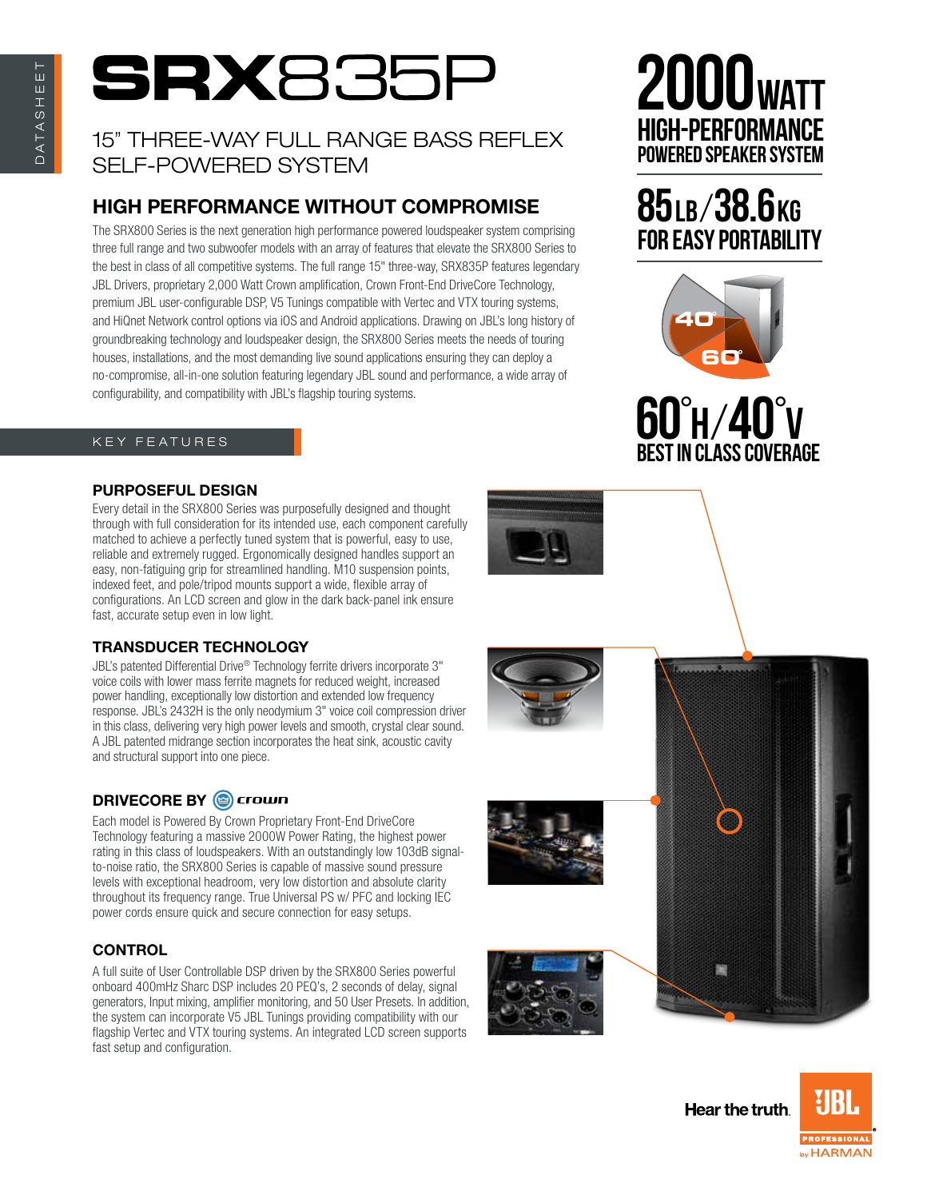DATASHEET

# SRX835P

## 15" THREE-WAY FULL RANGE BASS REFLEX SELF-POWERED SYSTEM

**2000 WATT**
**HIGH-PERFORMANCE POWERED SPEAKER SYSTEM**

**85 LB / 38.6 KG**
**FOR EASY PORTABILITY**

**60°H / 40°V**
**BEST IN CLASS COVERAGE**

## HIGH PERFORMANCE WITHOUT COMPROMISE

The SRX800 Series is the next generation high performance powered loudspeaker system comprising three full range and two subwoofer models with an array of features that elevate the SRX800 Series to the best in class of all competitive systems. The full range 15" three-way, SRX835P features legendary JBL Drivers, proprietary 2,000 Watt Crown amplification, Crown Front-End DriveCore Technology, premium JBL user-configurable DSP, V5 Tunings compatible with Vertec and VTX touring systems, and HiQnet Network control options via iOS and Android applications. Drawing on JBL's long history of groundbreaking technology and loudspeaker design, the SRX800 Series meets the needs of touring houses, installations, and the most demanding live sound applications ensuring they can deploy a no-compromise, all-in-one solution featuring legendary JBL sound and performance, a wide array of configurability, and compatibility with JBL's flagship touring systems.

## KEY FEATURES

### PURPOSEFUL DESIGN

Every detail in the SRX800 Series was purposefully designed and thought through with full consideration for its intended use, each component carefully matched to achieve a perfectly tuned system that is powerful, easy to use, reliable and extremely rugged. Ergonomically designed handles support an easy, non-fatiguing grip for streamlined handling. M10 suspension points, indexed feet, and pole/tripod mounts support a wide, flexible array of configurations. An LCD screen and glow in the dark back-panel ink ensure fast, accurate setup even in low light.

### TRANSDUCER TECHNOLOGY

JBL's patented Differential Drive® Technology ferrite drivers incorporate 3" voice coils with lower mass ferrite magnets for reduced weight, increased power handling, exceptionally low distortion and extended low frequency response. JBL's 2432H is the only neodymium 3" voice coil compression driver in this class, delivering very high power levels and smooth, crystal clear sound. A JBL patented midrange section incorporates the heat sink, acoustic cavity and structural support into one piece.

### DRIVECORE BY crown

Each model is Powered By Crown Proprietary Front-End DriveCore Technology featuring a massive 2000W Power Rating, the highest power rating in this class of loudspeakers. With an outstandingly low 103dB signal-to-noise ratio, the SRX800 Series is capable of massive sound pressure levels with exceptional headroom, very low distortion and absolute clarity throughout its frequency range. True Universal PS w/ PFC and locking IEC power cords ensure quick and secure connection for easy setups.

### CONTROL

A full suite of User Controllable DSP driven by the SRX800 Series powerful onboard 400mHz Sharc DSP includes 20 PEQ's, 2 seconds of delay, signal generators, Input mixing, amplifier monitoring, and 50 User Presets. In addition, the system can incorporate V5 JBL Tunings providing compatibility with our flagship Vertec and VTX touring systems. An integrated LCD screen supports fast setup and configuration.

Hear the truth. JBL PROFESSIONAL by HARMAN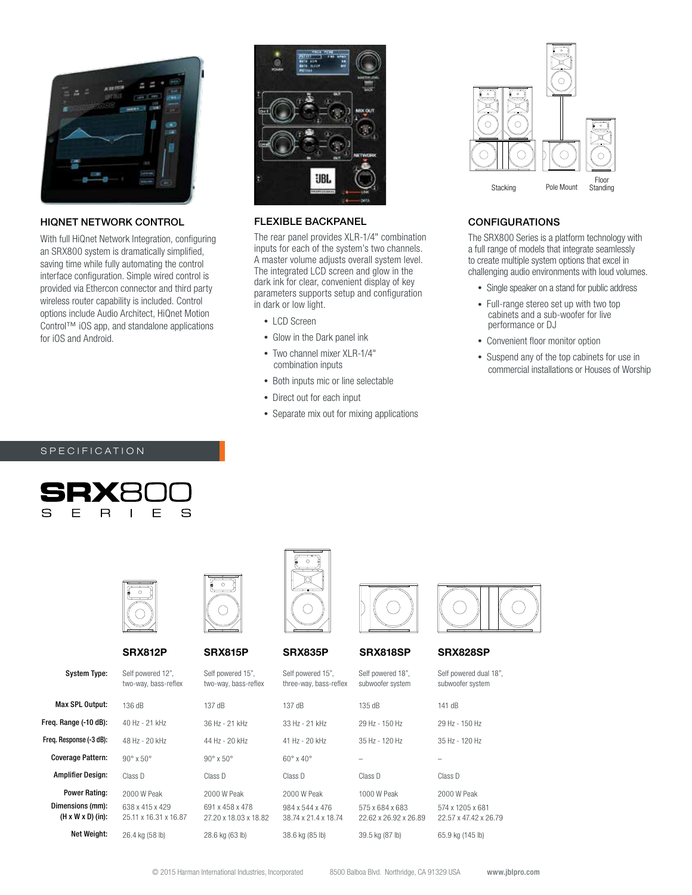Stacking

Pole Mount

Floor Standing

### HIQNET NETWORK CONTROL

With full HiQnet Network Integration, configuring an SRX800 system is dramatically simplified, saving time while fully automating the control interface configuration. Simple wired control is provided via Ethercon connector and third party wireless router capability is included. Control options include Audio Architect, HiQnet Motion Control™ iOS app, and standalone applications for iOS and Android.

### FLEXIBLE BACKPANEL

The rear panel provides XLR-1/4" combination inputs for each of the system's two channels. A master volume adjusts overall system level. The integrated LCD screen and glow in the dark ink for clear, convenient display of key parameters supports setup and configuration in dark or low light.

- LCD Screen
- Glow in the Dark panel ink
- Two channel mixer XLR-1/4" combination inputs
- Both inputs mic or line selectable
- Direct out for each input
- Separate mix out for mixing applications

### CONFIGURATIONS

The SRX800 Series is a platform technology with a full range of models that integrate seamlessly to create multiple system options that excel in challenging audio environments with loud volumes.

- Single speaker on a stand for public address
- Full-range stereo set up with two top cabinets and a sub-woofer for live performance or DJ
- Convenient floor monitor option
- Suspend any of the top cabinets for use in commercial installations or Houses of Worship

## SPECIFICATION

**SRX800 SERIES**

| | SRX812P | SRX815P | SRX835P | SRX818SP | SRX828SP |
|---|---|---|---|---|---|
| **System Type:** | Self powered 12", two-way, bass-reflex | Self powered 15", two-way, bass-reflex | Self powered 15", three-way, bass-reflex | Self powered 18", subwoofer system | Self powered dual 18", subwoofer system |
| **Max SPL Output:** | 136 dB | 137 dB | 137 dB | 135 dB | 141 dB |
| **Freq. Range (-10 dB):** | 40 Hz - 21 kHz | 36 Hz - 21 kHz | 33 Hz - 21 kHz | 29 Hz - 150 Hz | 29 Hz - 150 Hz |
| **Freq. Response (-3 dB):** | 48 Hz - 20 kHz | 44 Hz - 20 kHz | 41 Hz - 20 kHz | 35 Hz - 120 Hz | 35 Hz - 120 Hz |
| **Coverage Pattern:** | 90° x 50° | 90° x 50° | 60° x 40° | – | – |
| **Amplifier Design:** | Class D | Class D | Class D | Class D | Class D |
| **Power Rating:** | 2000 W Peak | 2000 W Peak | 2000 W Peak | 1000 W Peak | 2000 W Peak |
| **Dimensions (mm): (H x W x D) (in):** | 638 x 415 x 429<br>25.11 x 16.31 x 16.87 | 691 x 458 x 478<br>27.20 x 18.03 x 18.82 | 984 x 544 x 476<br>38.74 x 21.4 x 18.74 | 575 x 684 x 683<br>22.62 x 26.92 x 26.89 | 574 x 1205 x 681<br>22.57 x 47.42 x 26.79 |
| **Net Weight:** | 26.4 kg (58 lb) | 28.6 kg (63 lb) | 38.6 kg (85 lb) | 39.5 kg (87 lb) | 65.9 kg (145 lb) |

© 2015 Harman International Industries, Incorporated    8500 Balboa Blvd. Northridge, CA 91329 USA    www.jblpro.com